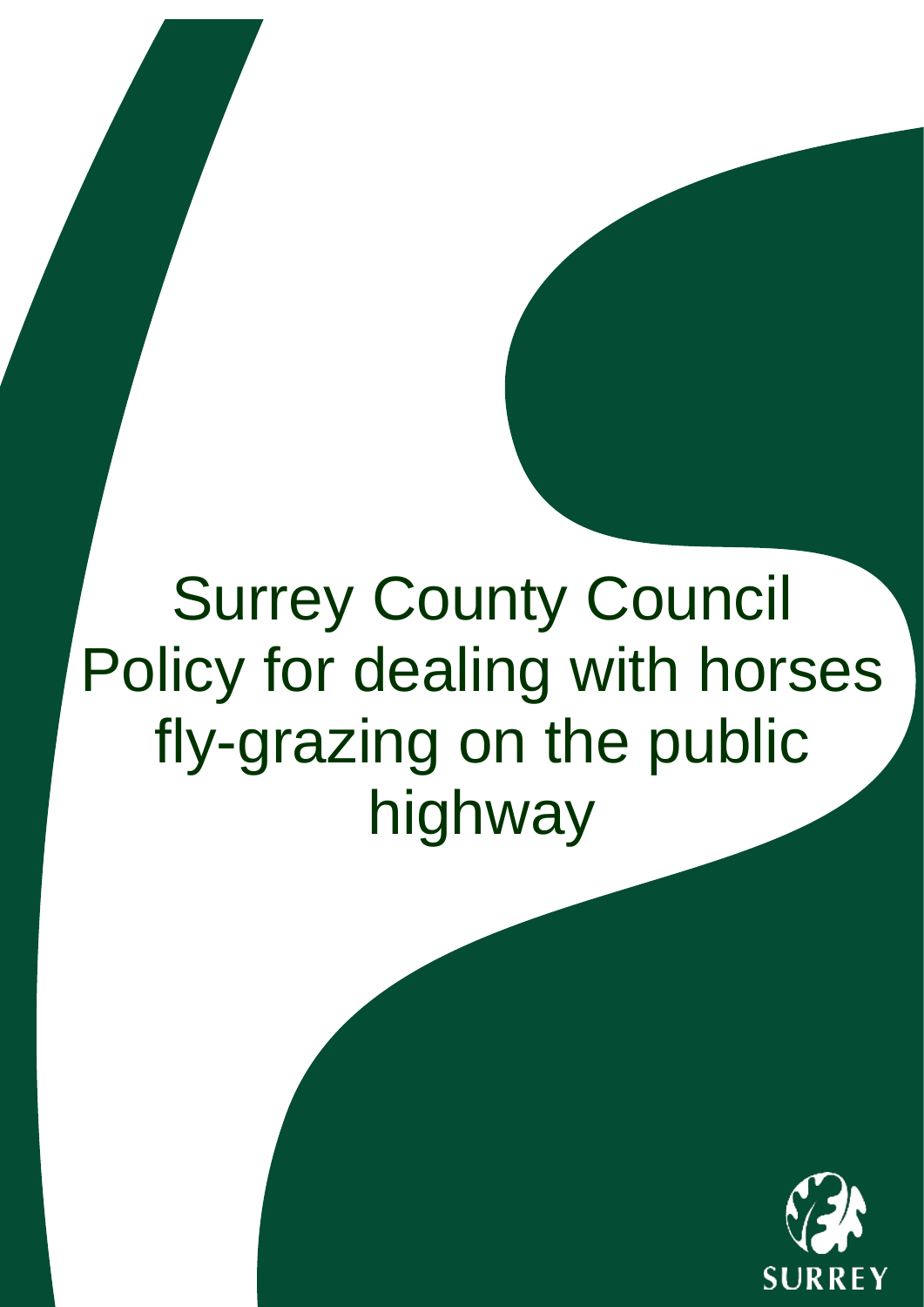# Surrey County Council Policy for dealing with horses fly-grazing on the public highway

SURREY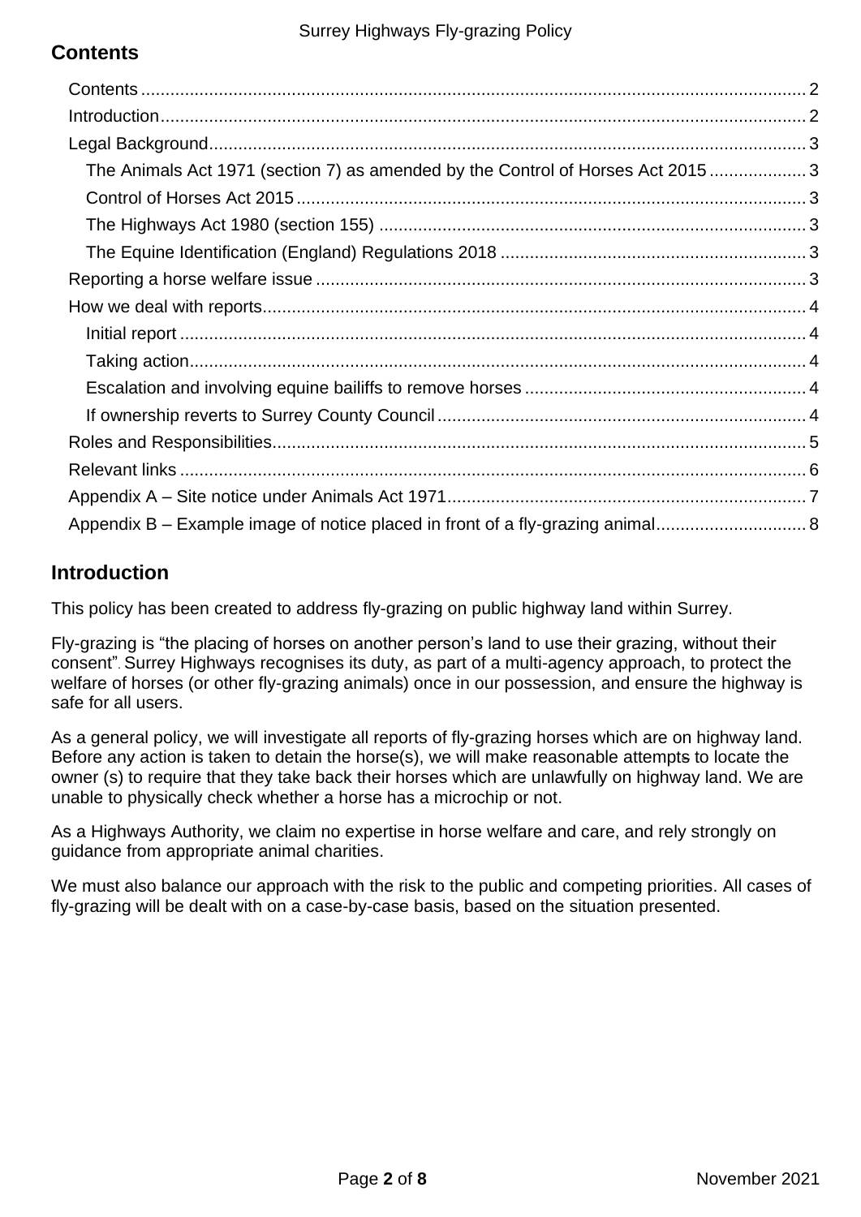## Contents

- Contents ........ 2
- Introduction ........ 2
- Legal Background ........ 3
  - The Animals Act 1971 (section 7) as amended by the Control of Horses Act 2015 ........ 3
  - Control of Horses Act 2015 ........ 3
  - The Highways Act 1980 (section 155) ........ 3
  - The Equine Identification (England) Regulations 2018 ........ 3
- Reporting a horse welfare issue ........ 3
- How we deal with reports ........ 4
  - Initial report ........ 4
  - Taking action ........ 4
  - Escalation and involving equine bailiffs to remove horses ........ 4
  - If ownership reverts to Surrey County Council ........ 4
- Roles and Responsibilities ........ 5
- Relevant links ........ 6
- Appendix A – Site notice under Animals Act 1971 ........ 7
- Appendix B – Example image of notice placed in front of a fly-grazing animal ........ 8

## Introduction

This policy has been created to address fly-grazing on public highway land within Surrey.

Fly-grazing is "the placing of horses on another person's land to use their grazing, without their consent". Surrey Highways recognises its duty, as part of a multi-agency approach, to protect the welfare of horses (or other fly-grazing animals) once in our possession, and ensure the highway is safe for all users.

As a general policy, we will investigate all reports of fly-grazing horses which are on highway land. Before any action is taken to detain the horse(s), we will make reasonable attempts to locate the owner (s) to require that they take back their horses which are unlawfully on highway land. We are unable to physically check whether a horse has a microchip or not.

As a Highways Authority, we claim no expertise in horse welfare and care, and rely strongly on guidance from appropriate animal charities.

We must also balance our approach with the risk to the public and competing priorities. All cases of fly-grazing will be dealt with on a case-by-case basis, based on the situation presented.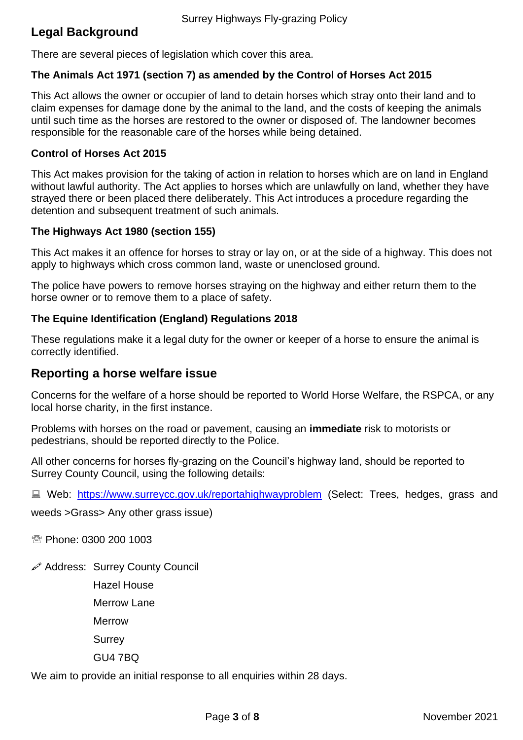## Legal Background

There are several pieces of legislation which cover this area.

### The Animals Act 1971 (section 7) as amended by the Control of Horses Act 2015

This Act allows the owner or occupier of land to detain horses which stray onto their land and to claim expenses for damage done by the animal to the land, and the costs of keeping the animals until such time as the horses are restored to the owner or disposed of. The landowner becomes responsible for the reasonable care of the horses while being detained.

### Control of Horses Act 2015

This Act makes provision for the taking of action in relation to horses which are on land in England without lawful authority. The Act applies to horses which are unlawfully on land, whether they have strayed there or been placed there deliberately. This Act introduces a procedure regarding the detention and subsequent treatment of such animals.

### The Highways Act 1980 (section 155)

This Act makes it an offence for horses to stray or lay on, or at the side of a highway. This does not apply to highways which cross common land, waste or unenclosed ground.

The police have powers to remove horses straying on the highway and either return them to the horse owner or to remove them to a place of safety.

### The Equine Identification (England) Regulations 2018

These regulations make it a legal duty for the owner or keeper of a horse to ensure the animal is correctly identified.

## Reporting a horse welfare issue

Concerns for the welfare of a horse should be reported to World Horse Welfare, the RSPCA, or any local horse charity, in the first instance.

Problems with horses on the road or pavement, causing an **immediate** risk to motorists or pedestrians, should be reported directly to the Police.

All other concerns for horses fly-grazing on the Council's highway land, should be reported to Surrey County Council, using the following details:

🖳 Web: https://www.surreycc.gov.uk/reportahighwayproblem (Select: Trees, hedges, grass and weeds >Grass> Any other grass issue)

☏ Phone: 0300 200 1003

✐ Address: Surrey County Council
Hazel House
Merrow Lane
Merrow
Surrey
GU4 7BQ

We aim to provide an initial response to all enquiries within 28 days.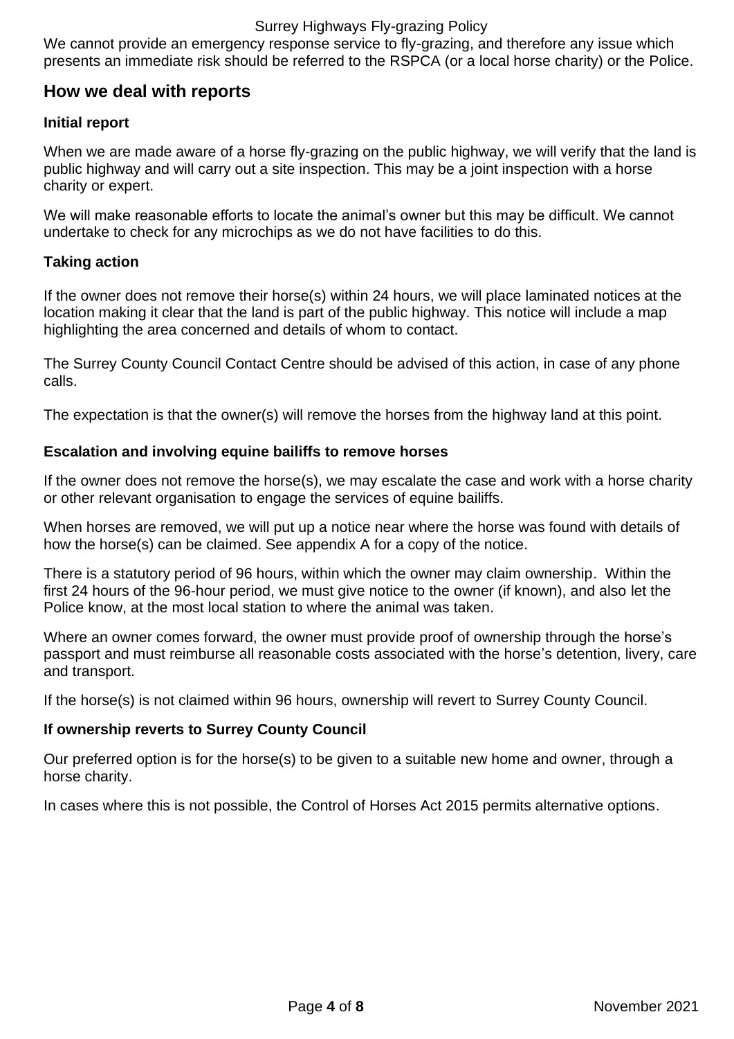We cannot provide an emergency response service to fly-grazing, and therefore any issue which presents an immediate risk should be referred to the RSPCA (or a local horse charity) or the Police.

## How we deal with reports

### Initial report

When we are made aware of a horse fly-grazing on the public highway, we will verify that the land is public highway and will carry out a site inspection. This may be a joint inspection with a horse charity or expert.

We will make reasonable efforts to locate the animal's owner but this may be difficult. We cannot undertake to check for any microchips as we do not have facilities to do this.

### Taking action

If the owner does not remove their horse(s) within 24 hours, we will place laminated notices at the location making it clear that the land is part of the public highway. This notice will include a map highlighting the area concerned and details of whom to contact.

The Surrey County Council Contact Centre should be advised of this action, in case of any phone calls.

The expectation is that the owner(s) will remove the horses from the highway land at this point.

### Escalation and involving equine bailiffs to remove horses

If the owner does not remove the horse(s), we may escalate the case and work with a horse charity or other relevant organisation to engage the services of equine bailiffs.

When horses are removed, we will put up a notice near where the horse was found with details of how the horse(s) can be claimed. See appendix A for a copy of the notice.

There is a statutory period of 96 hours, within which the owner may claim ownership. Within the first 24 hours of the 96-hour period, we must give notice to the owner (if known), and also let the Police know, at the most local station to where the animal was taken.

Where an owner comes forward, the owner must provide proof of ownership through the horse's passport and must reimburse all reasonable costs associated with the horse's detention, livery, care and transport.

If the horse(s) is not claimed within 96 hours, ownership will revert to Surrey County Council.

### If ownership reverts to Surrey County Council

Our preferred option is for the horse(s) to be given to a suitable new home and owner, through a horse charity.

In cases where this is not possible, the Control of Horses Act 2015 permits alternative options.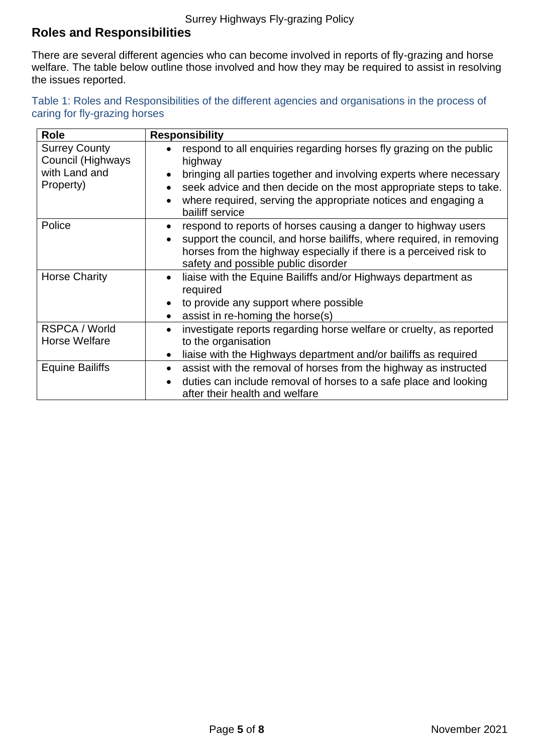## Roles and Responsibilities

There are several different agencies who can become involved in reports of fly-grazing and horse welfare. The table below outline those involved and how they may be required to assist in resolving the issues reported.

Table 1: Roles and Responsibilities of the different agencies and organisations in the process of caring for fly-grazing horses

| Role | Responsibility |
|---|---|
| Surrey County Council (Highways with Land and Property) | • respond to all enquiries regarding horses fly grazing on the public highway<br>• bringing all parties together and involving experts where necessary<br>• seek advice and then decide on the most appropriate steps to take.<br>• where required, serving the appropriate notices and engaging a bailiff service |
| Police | • respond to reports of horses causing a danger to highway users<br>• support the council, and horse bailiffs, where required, in removing horses from the highway especially if there is a perceived risk to safety and possible public disorder |
| Horse Charity | • liaise with the Equine Bailiffs and/or Highways department as required<br>• to provide any support where possible<br>• assist in re-homing the horse(s) |
| RSPCA / World Horse Welfare | • investigate reports regarding horse welfare or cruelty, as reported to the organisation<br>• liaise with the Highways department and/or bailiffs as required |
| Equine Bailiffs | • assist with the removal of horses from the highway as instructed<br>• duties can include removal of horses to a safe place and looking after their health and welfare |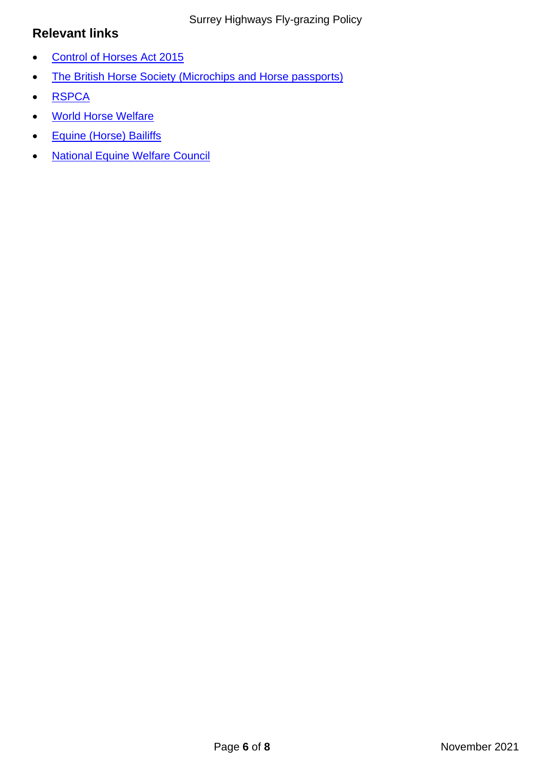## Relevant links

- Control of Horses Act 2015
- The British Horse Society (Microchips and Horse passports)
- RSPCA
- World Horse Welfare
- Equine (Horse) Bailiffs
- National Equine Welfare Council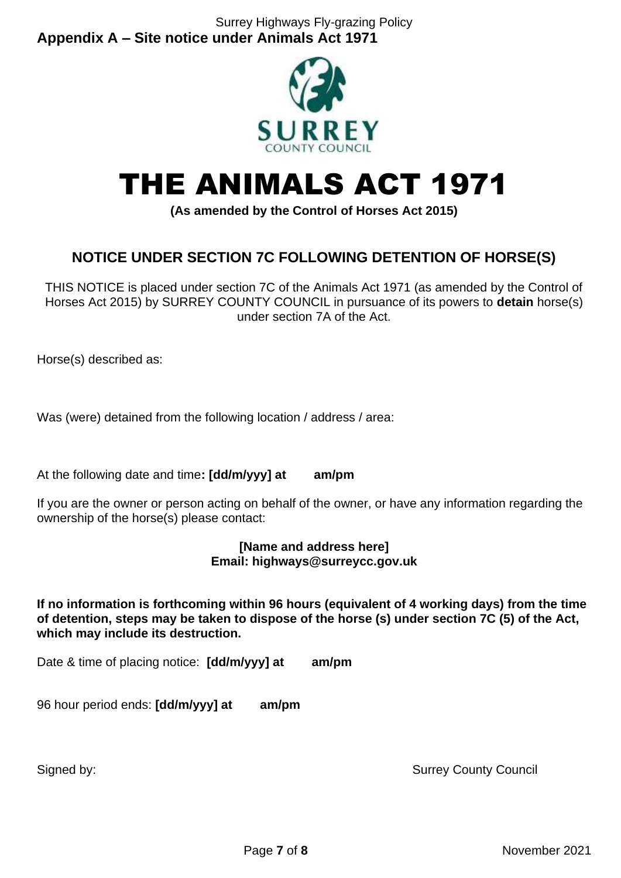## Appendix A – Site notice under Animals Act 1971

SURREY
COUNTY COUNCIL

# THE ANIMALS ACT 1971

**(As amended by the Control of Horses Act 2015)**

### NOTICE UNDER SECTION 7C FOLLOWING DETENTION OF HORSE(S)

THIS NOTICE is placed under section 7C of the Animals Act 1971 (as amended by the Control of Horses Act 2015) by SURREY COUNTY COUNCIL in pursuance of its powers to **detain** horse(s) under section 7A of the Act.

Horse(s) described as:

Was (were) detained from the following location / address / area:

At the following date and time**: [dd/m/yyy] at am/pm**

If you are the owner or person acting on behalf of the owner, or have any information regarding the ownership of the horse(s) please contact:

**[Name and address here]**
**Email: highways@surreycc.gov.uk**

**If no information is forthcoming within 96 hours (equivalent of 4 working days) from the time of detention, steps may be taken to dispose of the horse (s) under section 7C (5) of the Act, which may include its destruction.**

Date & time of placing notice: **[dd/m/yyy] at am/pm**

96 hour period ends: **[dd/m/yyy] at am/pm**

Signed by: Surrey County Council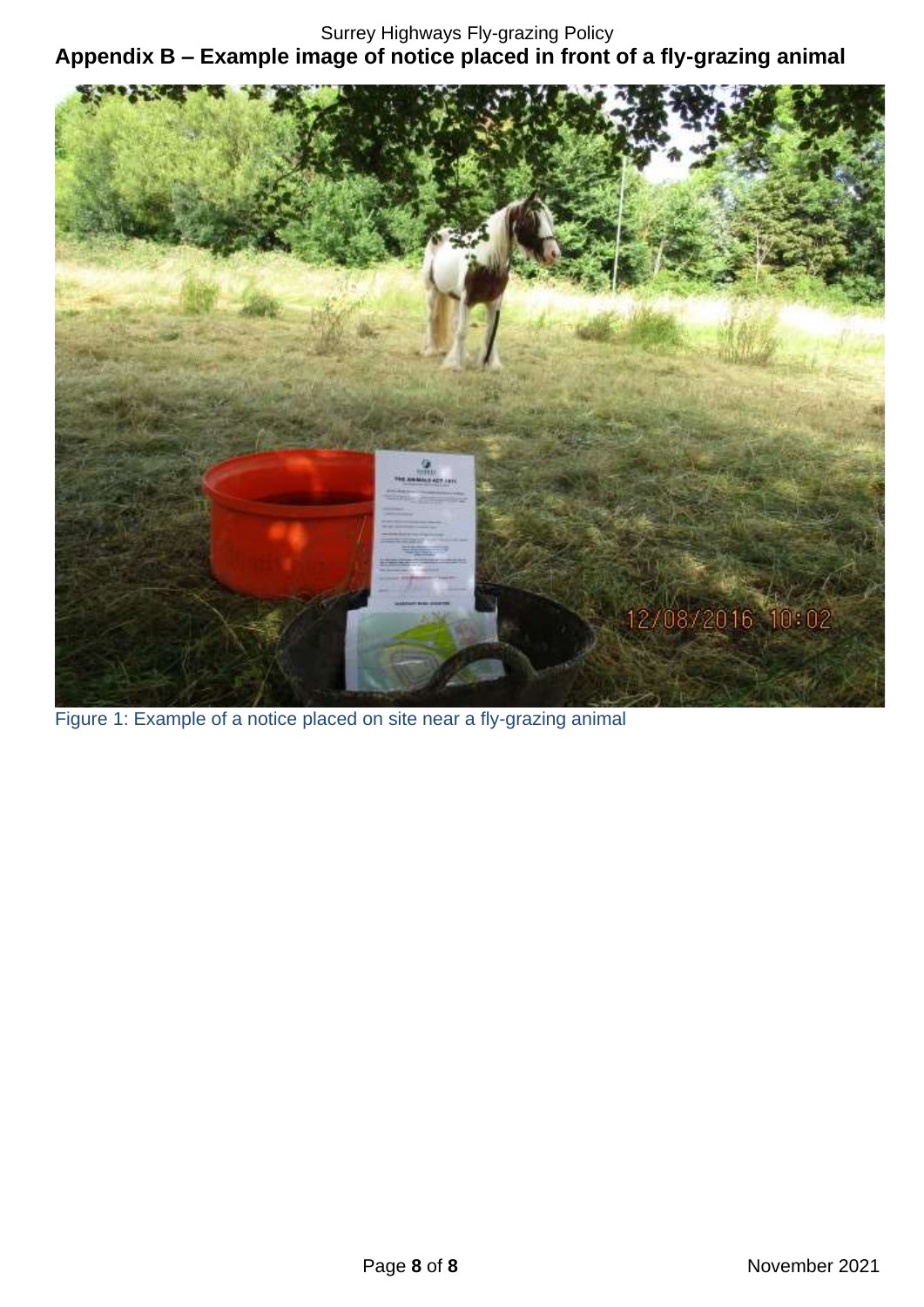## Appendix B – Example image of notice placed in front of a fly-grazing animal

Figure 1: Example of a notice placed on site near a fly-grazing animal